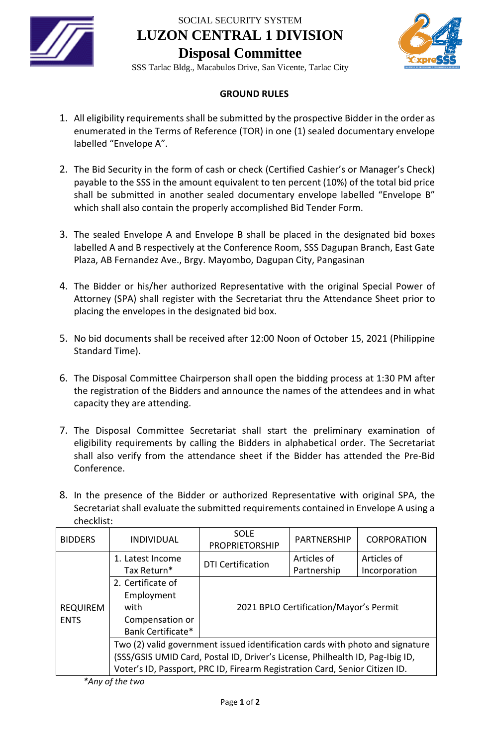SOCIAL SECURITY SYSTEM

# LUZON CENTRAL 1 DIVISION

## Disposal Committee

SSS Tarlac Bldg., Macabulos Drive, San Vicente, Tarlac City

### GROUND RULES

1. All eligibility requirements shall be submitted by the prospective Bidder in the order as enumerated in the Terms of Reference (TOR) in one (1) sealed documentary envelope labelled "Envelope A".

2. The Bid Security in the form of cash or check (Certified Cashier's or Manager's Check) payable to the SSS in the amount equivalent to ten percent (10%) of the total bid price shall be submitted in another sealed documentary envelope labelled "Envelope B" which shall also contain the properly accomplished Bid Tender Form.

3. The sealed Envelope A and Envelope B shall be placed in the designated bid boxes labelled A and B respectively at the Conference Room, SSS Dagupan Branch, East Gate Plaza, AB Fernandez Ave., Brgy. Mayombo, Dagupan City, Pangasinan

4. The Bidder or his/her authorized Representative with the original Special Power of Attorney (SPA) shall register with the Secretariat thru the Attendance Sheet prior to placing the envelopes in the designated bid box.

5. No bid documents shall be received after 12:00 Noon of October 15, 2021 (Philippine Standard Time).

6. The Disposal Committee Chairperson shall open the bidding process at 1:30 PM after the registration of the Bidders and announce the names of the attendees and in what capacity they are attending.

7. The Disposal Committee Secretariat shall start the preliminary examination of eligibility requirements by calling the Bidders in alphabetical order. The Secretariat shall also verify from the attendance sheet if the Bidder has attended the Pre-Bid Conference.

8. In the presence of the Bidder or authorized Representative with original SPA, the Secretariat shall evaluate the submitted requirements contained in Envelope A using a checklist:

| BIDDERS | INDIVIDUAL | SOLE PROPRIETORSHIP | PARTNERSHIP | CORPORATION |
|---|---|---|---|---|
| REQUIREMENTS | 1. Latest Income Tax Return* | DTI Certification | Articles of Partnership | Articles of Incorporation |
| | 2. Certificate of Employment with Compensation or Bank Certificate* | 2021 BPLO Certification/Mayor's Permit | | |
| | Two (2) valid government issued identification cards with photo and signature (SSS/GSIS UMID Card, Postal ID, Driver's License, Philhealth ID, Pag-Ibig ID, Voter's ID, Passport, PRC ID, Firearm Registration Card, Senior Citizen ID. | | | |

*\*Any of the two*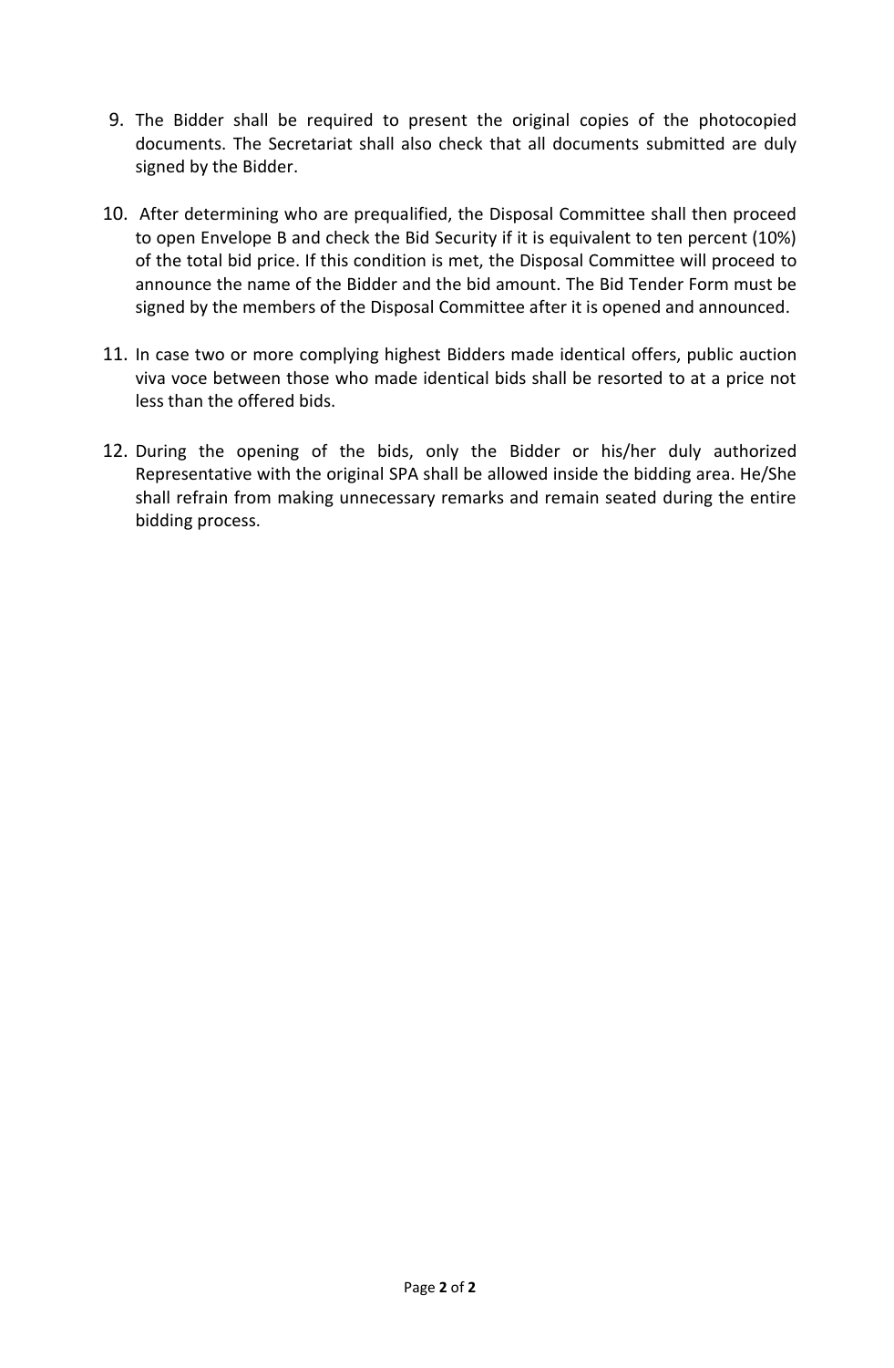9. The Bidder shall be required to present the original copies of the photocopied documents. The Secretariat shall also check that all documents submitted are duly signed by the Bidder.

10. After determining who are prequalified, the Disposal Committee shall then proceed to open Envelope B and check the Bid Security if it is equivalent to ten percent (10%) of the total bid price. If this condition is met, the Disposal Committee will proceed to announce the name of the Bidder and the bid amount. The Bid Tender Form must be signed by the members of the Disposal Committee after it is opened and announced.

11. In case two or more complying highest Bidders made identical offers, public auction viva voce between those who made identical bids shall be resorted to at a price not less than the offered bids.

12. During the opening of the bids, only the Bidder or his/her duly authorized Representative with the original SPA shall be allowed inside the bidding area. He/She shall refrain from making unnecessary remarks and remain seated during the entire bidding process.